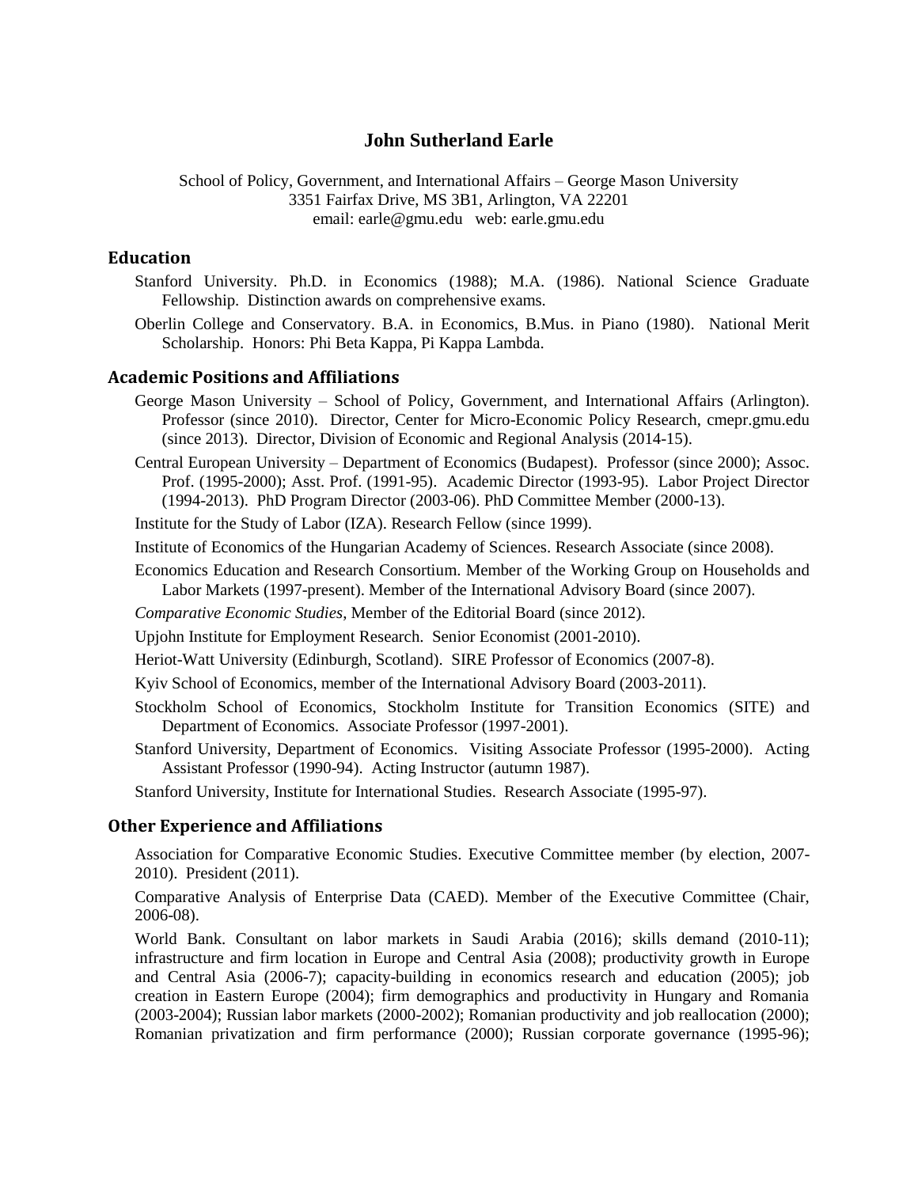# John Sutherland Earle

School of Policy, Government, and International Affairs – George Mason University
3351 Fairfax Drive, MS 3B1, Arlington, VA 22201
email: earle@gmu.edu web: earle.gmu.edu

## Education

Stanford University. Ph.D. in Economics (1988); M.A. (1986). National Science Graduate Fellowship. Distinction awards on comprehensive exams.

Oberlin College and Conservatory. B.A. in Economics, B.Mus. in Piano (1980). National Merit Scholarship. Honors: Phi Beta Kappa, Pi Kappa Lambda.

## Academic Positions and Affiliations

George Mason University – School of Policy, Government, and International Affairs (Arlington). Professor (since 2010). Director, Center for Micro-Economic Policy Research, cmepr.gmu.edu (since 2013). Director, Division of Economic and Regional Analysis (2014-15).

Central European University – Department of Economics (Budapest). Professor (since 2000); Assoc. Prof. (1995-2000); Asst. Prof. (1991-95). Academic Director (1993-95). Labor Project Director (1994-2013). PhD Program Director (2003-06). PhD Committee Member (2000-13).

Institute for the Study of Labor (IZA). Research Fellow (since 1999).

Institute of Economics of the Hungarian Academy of Sciences. Research Associate (since 2008).

Economics Education and Research Consortium. Member of the Working Group on Households and Labor Markets (1997-present). Member of the International Advisory Board (since 2007).

*Comparative Economic Studies*, Member of the Editorial Board (since 2012).

Upjohn Institute for Employment Research. Senior Economist (2001-2010).

Heriot-Watt University (Edinburgh, Scotland). SIRE Professor of Economics (2007-8).

Kyiv School of Economics, member of the International Advisory Board (2003-2011).

Stockholm School of Economics, Stockholm Institute for Transition Economics (SITE) and Department of Economics. Associate Professor (1997-2001).

Stanford University, Department of Economics. Visiting Associate Professor (1995-2000). Acting Assistant Professor (1990-94). Acting Instructor (autumn 1987).

Stanford University, Institute for International Studies. Research Associate (1995-97).

## Other Experience and Affiliations

Association for Comparative Economic Studies. Executive Committee member (by election, 2007-2010). President (2011).

Comparative Analysis of Enterprise Data (CAED). Member of the Executive Committee (Chair, 2006-08).

World Bank. Consultant on labor markets in Saudi Arabia (2016); skills demand (2010-11); infrastructure and firm location in Europe and Central Asia (2008); productivity growth in Europe and Central Asia (2006-7); capacity-building in economics research and education (2005); job creation in Eastern Europe (2004); firm demographics and productivity in Hungary and Romania (2003-2004); Russian labor markets (2000-2002); Romanian productivity and job reallocation (2000); Romanian privatization and firm performance (2000); Russian corporate governance (1995-96);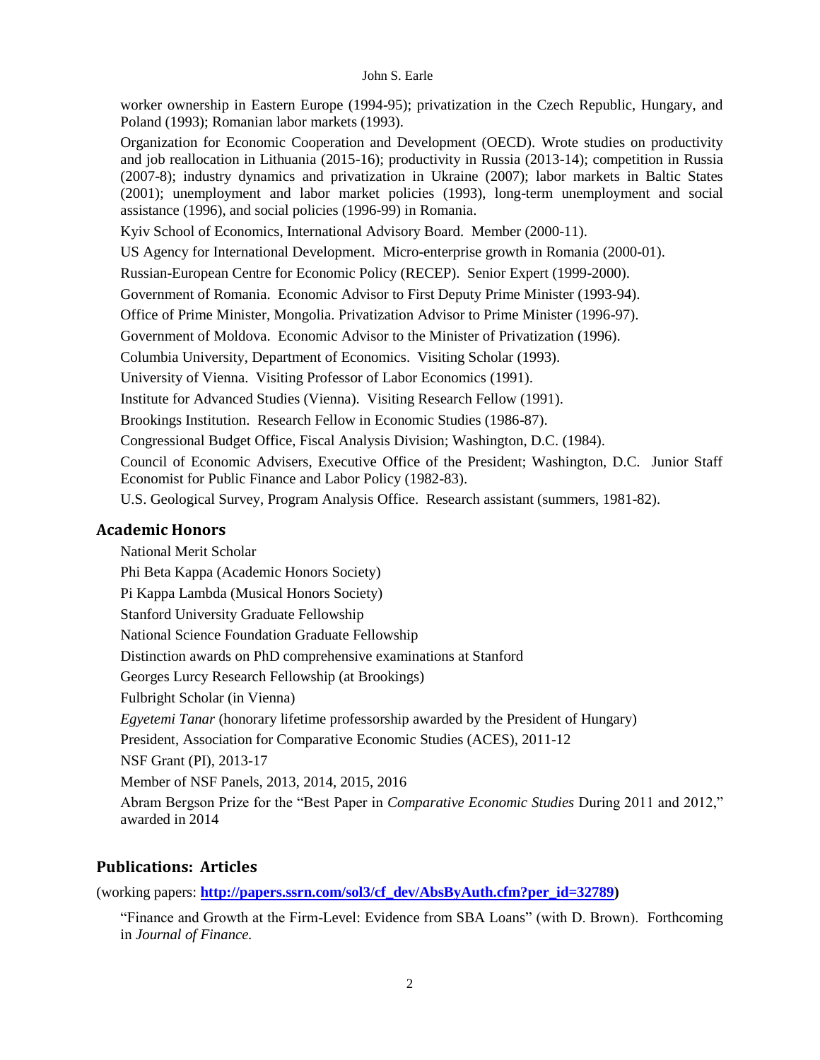worker ownership in Eastern Europe (1994-95); privatization in the Czech Republic, Hungary, and Poland (1993); Romanian labor markets (1993).

Organization for Economic Cooperation and Development (OECD). Wrote studies on productivity and job reallocation in Lithuania (2015-16); productivity in Russia (2013-14); competition in Russia (2007-8); industry dynamics and privatization in Ukraine (2007); labor markets in Baltic States (2001); unemployment and labor market policies (1993), long-term unemployment and social assistance (1996), and social policies (1996-99) in Romania.

Kyiv School of Economics, International Advisory Board. Member (2000-11).

US Agency for International Development. Micro-enterprise growth in Romania (2000-01).

Russian-European Centre for Economic Policy (RECEP). Senior Expert (1999-2000).

Government of Romania. Economic Advisor to First Deputy Prime Minister (1993-94).

Office of Prime Minister, Mongolia. Privatization Advisor to Prime Minister (1996-97).

Government of Moldova. Economic Advisor to the Minister of Privatization (1996).

Columbia University, Department of Economics. Visiting Scholar (1993).

University of Vienna. Visiting Professor of Labor Economics (1991).

Institute for Advanced Studies (Vienna). Visiting Research Fellow (1991).

Brookings Institution. Research Fellow in Economic Studies (1986-87).

Congressional Budget Office, Fiscal Analysis Division; Washington, D.C. (1984).

Council of Economic Advisers, Executive Office of the President; Washington, D.C. Junior Staff Economist for Public Finance and Labor Policy (1982-83).

U.S. Geological Survey, Program Analysis Office. Research assistant (summers, 1981-82).

## Academic Honors

National Merit Scholar

Phi Beta Kappa (Academic Honors Society)

Pi Kappa Lambda (Musical Honors Society)

Stanford University Graduate Fellowship

National Science Foundation Graduate Fellowship

Distinction awards on PhD comprehensive examinations at Stanford

Georges Lurcy Research Fellowship (at Brookings)

Fulbright Scholar (in Vienna)

*Egyetemi Tanar* (honorary lifetime professorship awarded by the President of Hungary)

President, Association for Comparative Economic Studies (ACES), 2011-12

NSF Grant (PI), 2013-17

Member of NSF Panels, 2013, 2014, 2015, 2016

Abram Bergson Prize for the "Best Paper in *Comparative Economic Studies* During 2011 and 2012," awarded in 2014

## Publications: Articles

(working papers: **http://papers.ssrn.com/sol3/cf_dev/AbsByAuth.cfm?per_id=32789)**

"Finance and Growth at the Firm-Level: Evidence from SBA Loans" (with D. Brown). Forthcoming in *Journal of Finance.*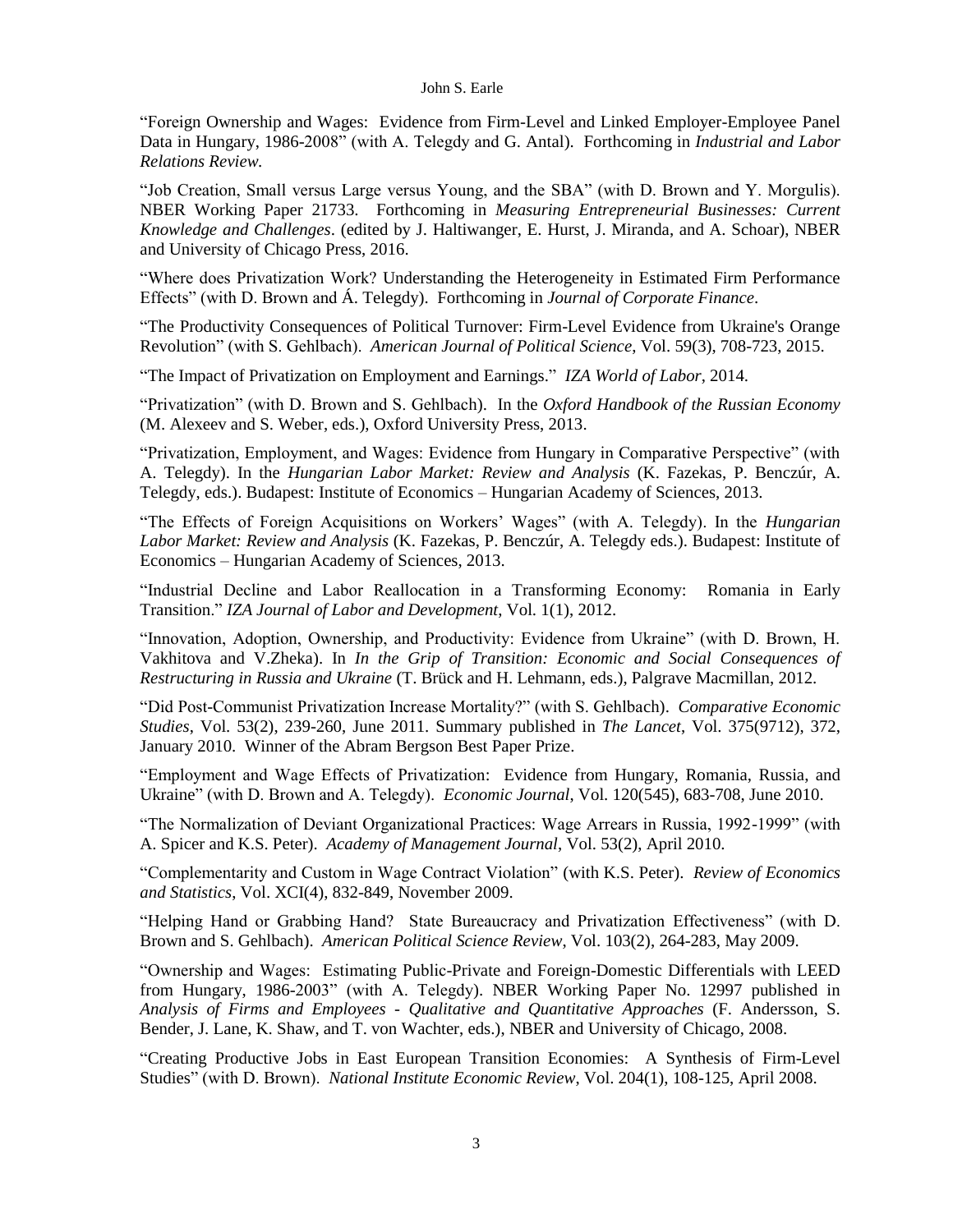"Foreign Ownership and Wages: Evidence from Firm-Level and Linked Employer-Employee Panel Data in Hungary, 1986-2008" (with A. Telegdy and G. Antal). Forthcoming in *Industrial and Labor Relations Review.*

"Job Creation, Small versus Large versus Young, and the SBA" (with D. Brown and Y. Morgulis). NBER Working Paper 21733. Forthcoming in *Measuring Entrepreneurial Businesses: Current Knowledge and Challenges*. (edited by J. Haltiwanger, E. Hurst, J. Miranda, and A. Schoar), NBER and University of Chicago Press, 2016.

"Where does Privatization Work? Understanding the Heterogeneity in Estimated Firm Performance Effects" (with D. Brown and Á. Telegdy). Forthcoming in *Journal of Corporate Finance*.

"The Productivity Consequences of Political Turnover: Firm-Level Evidence from Ukraine's Orange Revolution" (with S. Gehlbach). *American Journal of Political Science*, Vol. 59(3), 708-723, 2015.

"The Impact of Privatization on Employment and Earnings." *IZA World of Labor*, 2014.

"Privatization" (with D. Brown and S. Gehlbach). In the *Oxford Handbook of the Russian Economy* (M. Alexeev and S. Weber, eds.), Oxford University Press, 2013.

"Privatization, Employment, and Wages: Evidence from Hungary in Comparative Perspective" (with A. Telegdy). In the *Hungarian Labor Market: Review and Analysis* (K. Fazekas, P. Benczúr, A. Telegdy, eds.). Budapest: Institute of Economics – Hungarian Academy of Sciences, 2013.

"The Effects of Foreign Acquisitions on Workers' Wages" (with A. Telegdy). In the *Hungarian Labor Market: Review and Analysis* (K. Fazekas, P. Benczúr, A. Telegdy eds.). Budapest: Institute of Economics – Hungarian Academy of Sciences, 2013.

"Industrial Decline and Labor Reallocation in a Transforming Economy: Romania in Early Transition." *IZA Journal of Labor and Development*, Vol. 1(1), 2012.

"Innovation, Adoption, Ownership, and Productivity: Evidence from Ukraine" (with D. Brown, H. Vakhitova and V.Zheka). In *In the Grip of Transition: Economic and Social Consequences of Restructuring in Russia and Ukraine* (T. Brück and H. Lehmann, eds.), Palgrave Macmillan, 2012.

"Did Post-Communist Privatization Increase Mortality?" (with S. Gehlbach). *Comparative Economic Studies*, Vol. 53(2), 239-260, June 2011. Summary published in *The Lancet*, Vol. 375(9712), 372, January 2010. Winner of the Abram Bergson Best Paper Prize.

"Employment and Wage Effects of Privatization: Evidence from Hungary, Romania, Russia, and Ukraine" (with D. Brown and A. Telegdy). *Economic Journal*, Vol. 120(545), 683-708, June 2010.

"The Normalization of Deviant Organizational Practices: Wage Arrears in Russia, 1992-1999" (with A. Spicer and K.S. Peter). *Academy of Management Journal*, Vol. 53(2), April 2010.

"Complementarity and Custom in Wage Contract Violation" (with K.S. Peter). *Review of Economics and Statistics*, Vol. XCI(4), 832-849, November 2009.

"Helping Hand or Grabbing Hand? State Bureaucracy and Privatization Effectiveness" (with D. Brown and S. Gehlbach). *American Political Science Review*, Vol. 103(2), 264-283, May 2009.

"Ownership and Wages: Estimating Public-Private and Foreign-Domestic Differentials with LEED from Hungary, 1986-2003" (with A. Telegdy). NBER Working Paper No. 12997 published in *Analysis of Firms and Employees - Qualitative and Quantitative Approaches* (F. Andersson, S. Bender, J. Lane, K. Shaw, and T. von Wachter, eds.), NBER and University of Chicago, 2008.

"Creating Productive Jobs in East European Transition Economies: A Synthesis of Firm-Level Studies" (with D. Brown). *National Institute Economic Review*, Vol. 204(1), 108-125, April 2008.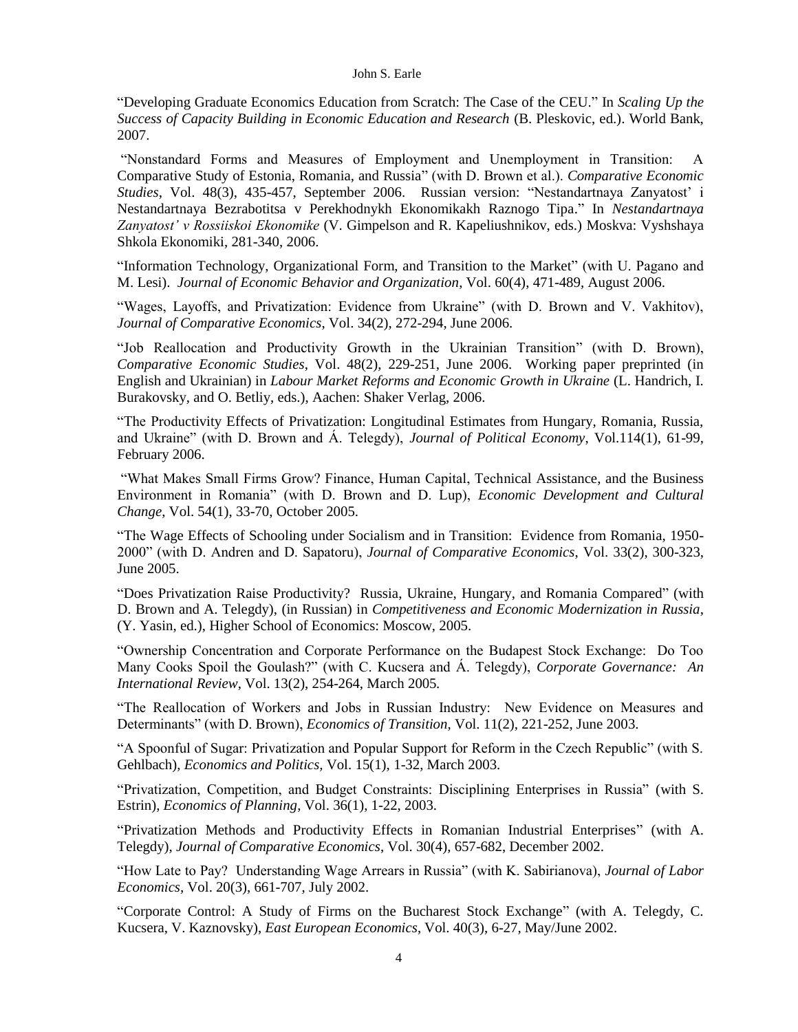"Developing Graduate Economics Education from Scratch: The Case of the CEU." In *Scaling Up the Success of Capacity Building in Economic Education and Research* (B. Pleskovic, ed.). World Bank, 2007.

"Nonstandard Forms and Measures of Employment and Unemployment in Transition: A Comparative Study of Estonia, Romania, and Russia" (with D. Brown et al.). *Comparative Economic Studies*, Vol. 48(3), 435-457, September 2006. Russian version: "Nestandartnaya Zanyatost' i Nestandartnaya Bezrabotitsa v Perekhodnykh Ekonomikakh Raznogo Tipa." In *Nestandartnaya Zanyatost' v Rossiiskoi Ekonomike* (V. Gimpelson and R. Kapeliushnikov, eds.) Moskva: Vyshshaya Shkola Ekonomiki, 281-340, 2006.

"Information Technology, Organizational Form, and Transition to the Market" (with U. Pagano and M. Lesi). *Journal of Economic Behavior and Organization*, Vol. 60(4), 471-489, August 2006.

"Wages, Layoffs, and Privatization: Evidence from Ukraine" (with D. Brown and V. Vakhitov), *Journal of Comparative Economics*, Vol. 34(2), 272-294, June 2006.

"Job Reallocation and Productivity Growth in the Ukrainian Transition" (with D. Brown), *Comparative Economic Studies*, Vol. 48(2), 229-251, June 2006. Working paper preprinted (in English and Ukrainian) in *Labour Market Reforms and Economic Growth in Ukraine* (L. Handrich, I. Burakovsky, and O. Betliy, eds.), Aachen: Shaker Verlag, 2006.

"The Productivity Effects of Privatization: Longitudinal Estimates from Hungary, Romania, Russia, and Ukraine" (with D. Brown and Á. Telegdy), *Journal of Political Economy*, Vol.114(1), 61-99, February 2006.

"What Makes Small Firms Grow? Finance, Human Capital, Technical Assistance, and the Business Environment in Romania" (with D. Brown and D. Lup), *Economic Development and Cultural Change*, Vol. 54(1), 33-70, October 2005.

"The Wage Effects of Schooling under Socialism and in Transition: Evidence from Romania, 1950-2000" (with D. Andren and D. Sapatoru), *Journal of Comparative Economics*, Vol. 33(2), 300-323, June 2005.

"Does Privatization Raise Productivity? Russia, Ukraine, Hungary, and Romania Compared" (with D. Brown and A. Telegdy), (in Russian) in *Competitiveness and Economic Modernization in Russia*, (Y. Yasin, ed.), Higher School of Economics: Moscow, 2005.

"Ownership Concentration and Corporate Performance on the Budapest Stock Exchange: Do Too Many Cooks Spoil the Goulash?" (with C. Kucsera and Á. Telegdy), *Corporate Governance: An International Review*, Vol. 13(2), 254-264, March 2005.

"The Reallocation of Workers and Jobs in Russian Industry: New Evidence on Measures and Determinants" (with D. Brown), *Economics of Transition*, Vol. 11(2), 221-252, June 2003.

"A Spoonful of Sugar: Privatization and Popular Support for Reform in the Czech Republic" (with S. Gehlbach), *Economics and Politics*, Vol. 15(1), 1-32, March 2003.

"Privatization, Competition, and Budget Constraints: Disciplining Enterprises in Russia" (with S. Estrin), *Economics of Planning*, Vol. 36(1), 1-22, 2003.

"Privatization Methods and Productivity Effects in Romanian Industrial Enterprises" (with A. Telegdy), *Journal of Comparative Economics*, Vol. 30(4), 657-682, December 2002.

"How Late to Pay? Understanding Wage Arrears in Russia" (with K. Sabirianova), *Journal of Labor Economics*, Vol. 20(3), 661-707, July 2002.

"Corporate Control: A Study of Firms on the Bucharest Stock Exchange" (with A. Telegdy, C. Kucsera, V. Kaznovsky), *East European Economics*, Vol. 40(3), 6-27, May/June 2002.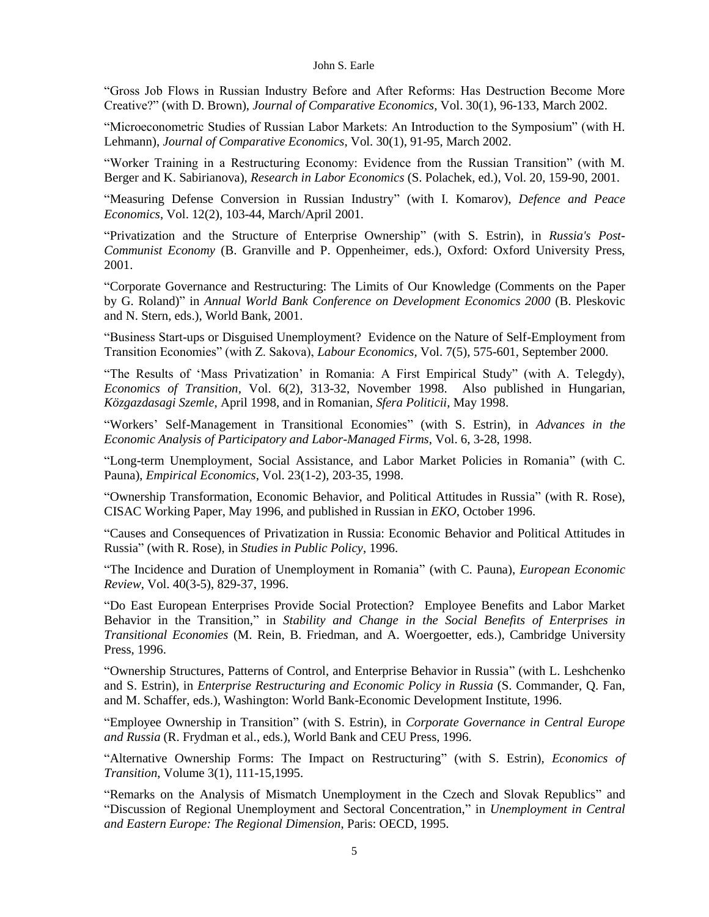"Gross Job Flows in Russian Industry Before and After Reforms: Has Destruction Become More Creative?" (with D. Brown), *Journal of Comparative Economics*, Vol. 30(1), 96-133, March 2002.

"Microeconometric Studies of Russian Labor Markets: An Introduction to the Symposium" (with H. Lehmann), *Journal of Comparative Economics*, Vol. 30(1), 91-95, March 2002.

"Worker Training in a Restructuring Economy: Evidence from the Russian Transition" (with M. Berger and K. Sabirianova), *Research in Labor Economics* (S. Polachek, ed.), Vol. 20, 159-90, 2001.

"Measuring Defense Conversion in Russian Industry" (with I. Komarov), *Defence and Peace Economics*, Vol. 12(2), 103-44, March/April 2001.

"Privatization and the Structure of Enterprise Ownership" (with S. Estrin), in *Russia's Post-Communist Economy* (B. Granville and P. Oppenheimer, eds.), Oxford: Oxford University Press, 2001.

"Corporate Governance and Restructuring: The Limits of Our Knowledge (Comments on the Paper by G. Roland)" in *Annual World Bank Conference on Development Economics 2000* (B. Pleskovic and N. Stern, eds.), World Bank, 2001.

"Business Start-ups or Disguised Unemployment? Evidence on the Nature of Self-Employment from Transition Economies" (with Z. Sakova), *Labour Economics,* Vol. 7(5), 575-601, September 2000.

"The Results of 'Mass Privatization' in Romania: A First Empirical Study" (with A. Telegdy), *Economics of Transition*, Vol. 6(2), 313-32, November 1998. Also published in Hungarian, *Közgazdasagi Szemle*, April 1998, and in Romanian, *Sfera Politicii*, May 1998.

"Workers' Self-Management in Transitional Economies" (with S. Estrin), in *Advances in the Economic Analysis of Participatory and Labor-Managed Firms*, Vol. 6, 3-28, 1998.

"Long-term Unemployment, Social Assistance, and Labor Market Policies in Romania" (with C. Pauna), *Empirical Economics*, Vol. 23(1-2), 203-35, 1998.

"Ownership Transformation, Economic Behavior, and Political Attitudes in Russia" (with R. Rose), CISAC Working Paper, May 1996, and published in Russian in *EKO*, October 1996.

"Causes and Consequences of Privatization in Russia: Economic Behavior and Political Attitudes in Russia" (with R. Rose), in *Studies in Public Policy*, 1996.

"The Incidence and Duration of Unemployment in Romania" (with C. Pauna), *European Economic Review*, Vol. 40(3-5), 829-37, 1996.

"Do East European Enterprises Provide Social Protection? Employee Benefits and Labor Market Behavior in the Transition," in *Stability and Change in the Social Benefits of Enterprises in Transitional Economies* (M. Rein, B. Friedman, and A. Woergoetter, eds.), Cambridge University Press, 1996.

"Ownership Structures, Patterns of Control, and Enterprise Behavior in Russia" (with L. Leshchenko and S. Estrin), in *Enterprise Restructuring and Economic Policy in Russia* (S. Commander, Q. Fan, and M. Schaffer, eds.), Washington: World Bank-Economic Development Institute, 1996.

"Employee Ownership in Transition" (with S. Estrin), in *Corporate Governance in Central Europe and Russia* (R. Frydman et al., eds.), World Bank and CEU Press, 1996.

"Alternative Ownership Forms: The Impact on Restructuring" (with S. Estrin), *Economics of Transition,* Volume 3(1), 111-15,1995.

"Remarks on the Analysis of Mismatch Unemployment in the Czech and Slovak Republics" and "Discussion of Regional Unemployment and Sectoral Concentration," in *Unemployment in Central and Eastern Europe: The Regional Dimension*, Paris: OECD, 1995.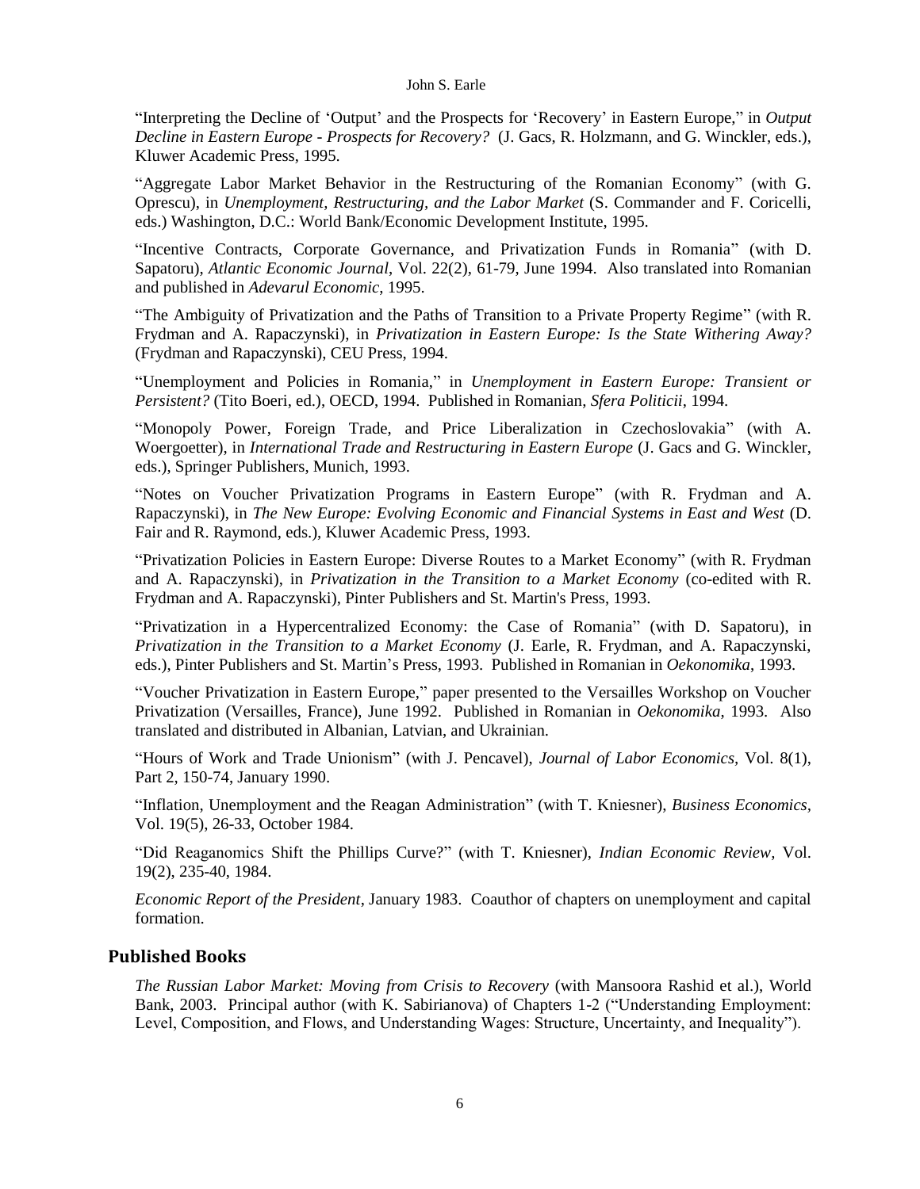"Interpreting the Decline of 'Output' and the Prospects for 'Recovery' in Eastern Europe," in *Output Decline in Eastern Europe - Prospects for Recovery?* (J. Gacs, R. Holzmann, and G. Winckler, eds.), Kluwer Academic Press, 1995.

"Aggregate Labor Market Behavior in the Restructuring of the Romanian Economy" (with G. Oprescu), in *Unemployment, Restructuring, and the Labor Market* (S. Commander and F. Coricelli, eds.) Washington, D.C.: World Bank/Economic Development Institute, 1995.

"Incentive Contracts, Corporate Governance, and Privatization Funds in Romania" (with D. Sapatoru), *Atlantic Economic Journal*, Vol. 22(2), 61-79, June 1994. Also translated into Romanian and published in *Adevarul Economic*, 1995.

"The Ambiguity of Privatization and the Paths of Transition to a Private Property Regime" (with R. Frydman and A. Rapaczynski), in *Privatization in Eastern Europe: Is the State Withering Away?* (Frydman and Rapaczynski), CEU Press, 1994.

"Unemployment and Policies in Romania," in *Unemployment in Eastern Europe: Transient or Persistent?* (Tito Boeri, ed.), OECD, 1994. Published in Romanian, *Sfera Politicii*, 1994.

"Monopoly Power, Foreign Trade, and Price Liberalization in Czechoslovakia" (with A. Woergoetter), in *International Trade and Restructuring in Eastern Europe* (J. Gacs and G. Winckler, eds.), Springer Publishers, Munich, 1993.

"Notes on Voucher Privatization Programs in Eastern Europe" (with R. Frydman and A. Rapaczynski), in *The New Europe: Evolving Economic and Financial Systems in East and West* (D. Fair and R. Raymond, eds.), Kluwer Academic Press, 1993.

"Privatization Policies in Eastern Europe: Diverse Routes to a Market Economy" (with R. Frydman and A. Rapaczynski), in *Privatization in the Transition to a Market Economy* (co-edited with R. Frydman and A. Rapaczynski), Pinter Publishers and St. Martin's Press, 1993.

"Privatization in a Hypercentralized Economy: the Case of Romania" (with D. Sapatoru), in *Privatization in the Transition to a Market Economy* (J. Earle, R. Frydman, and A. Rapaczynski, eds.), Pinter Publishers and St. Martin's Press, 1993. Published in Romanian in *Oekonomika*, 1993.

"Voucher Privatization in Eastern Europe," paper presented to the Versailles Workshop on Voucher Privatization (Versailles, France), June 1992. Published in Romanian in *Oekonomika*, 1993. Also translated and distributed in Albanian, Latvian, and Ukrainian.

"Hours of Work and Trade Unionism" (with J. Pencavel), *Journal of Labor Economics*, Vol. 8(1), Part 2, 150-74, January 1990.

"Inflation, Unemployment and the Reagan Administration" (with T. Kniesner), *Business Economics*, Vol. 19(5), 26-33, October 1984.

"Did Reaganomics Shift the Phillips Curve?" (with T. Kniesner), *Indian Economic Review*, Vol. 19(2), 235-40, 1984.

*Economic Report of the President*, January 1983. Coauthor of chapters on unemployment and capital formation.

## Published Books

*The Russian Labor Market: Moving from Crisis to Recovery* (with Mansoora Rashid et al.), World Bank, 2003. Principal author (with K. Sabirianova) of Chapters 1-2 ("Understanding Employment: Level, Composition, and Flows, and Understanding Wages: Structure, Uncertainty, and Inequality").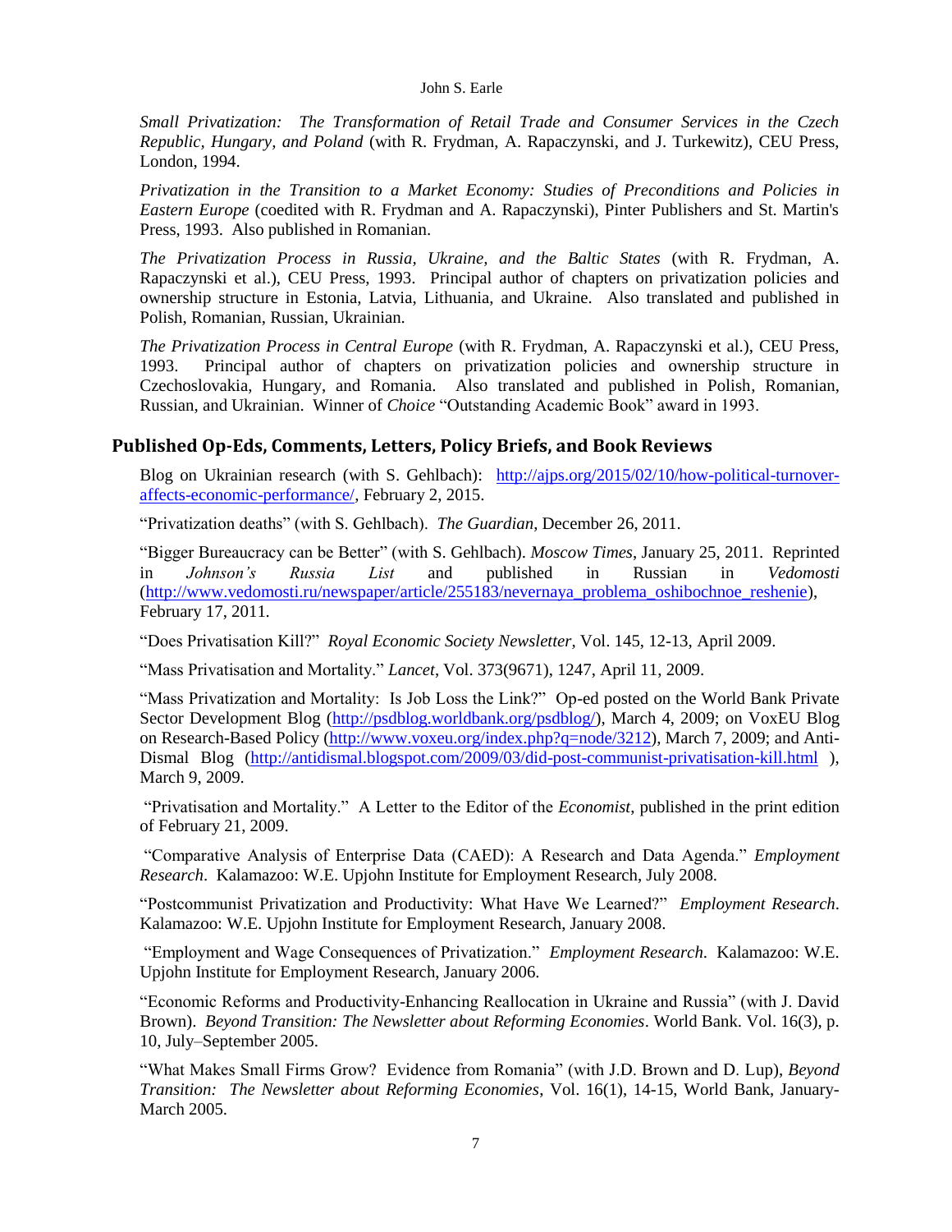*Small Privatization: The Transformation of Retail Trade and Consumer Services in the Czech Republic, Hungary, and Poland* (with R. Frydman, A. Rapaczynski, and J. Turkewitz), CEU Press, London, 1994.

*Privatization in the Transition to a Market Economy: Studies of Preconditions and Policies in Eastern Europe* (coedited with R. Frydman and A. Rapaczynski), Pinter Publishers and St. Martin's Press, 1993. Also published in Romanian.

*The Privatization Process in Russia, Ukraine, and the Baltic States* (with R. Frydman, A. Rapaczynski et al.), CEU Press, 1993. Principal author of chapters on privatization policies and ownership structure in Estonia, Latvia, Lithuania, and Ukraine. Also translated and published in Polish, Romanian, Russian, Ukrainian.

*The Privatization Process in Central Europe* (with R. Frydman, A. Rapaczynski et al.), CEU Press, 1993. Principal author of chapters on privatization policies and ownership structure in Czechoslovakia, Hungary, and Romania. Also translated and published in Polish, Romanian, Russian, and Ukrainian. Winner of *Choice* "Outstanding Academic Book" award in 1993.

## Published Op-Eds, Comments, Letters, Policy Briefs, and Book Reviews

Blog on Ukrainian research (with S. Gehlbach): http://ajps.org/2015/02/10/how-political-turnover-affects-economic-performance/, February 2, 2015.

"Privatization deaths" (with S. Gehlbach). *The Guardian*, December 26, 2011.

"Bigger Bureaucracy can be Better" (with S. Gehlbach). *Moscow Times*, January 25, 2011. Reprinted in *Johnson's Russia List* and published in Russian in *Vedomosti* (http://www.vedomosti.ru/newspaper/article/255183/nevernaya_problema_oshibochnoe_reshenie), February 17, 2011.

"Does Privatisation Kill?" *Royal Economic Society Newsletter*, Vol. 145, 12-13, April 2009.

"Mass Privatisation and Mortality." *Lancet*, Vol. 373(9671), 1247, April 11, 2009.

"Mass Privatization and Mortality: Is Job Loss the Link?" Op-ed posted on the World Bank Private Sector Development Blog (http://psdblog.worldbank.org/psdblog/), March 4, 2009; on VoxEU Blog on Research-Based Policy (http://www.voxeu.org/index.php?q=node/3212), March 7, 2009; and Anti-Dismal Blog (http://antidismal.blogspot.com/2009/03/did-post-communist-privatisation-kill.html ), March 9, 2009.

"Privatisation and Mortality." A Letter to the Editor of the *Economist*, published in the print edition of February 21, 2009.

"Comparative Analysis of Enterprise Data (CAED): A Research and Data Agenda." *Employment Research*. Kalamazoo: W.E. Upjohn Institute for Employment Research, July 2008.

"Postcommunist Privatization and Productivity: What Have We Learned?" *Employment Research*. Kalamazoo: W.E. Upjohn Institute for Employment Research, January 2008.

"Employment and Wage Consequences of Privatization." *Employment Research.* Kalamazoo: W.E. Upjohn Institute for Employment Research, January 2006.

"Economic Reforms and Productivity-Enhancing Reallocation in Ukraine and Russia" (with J. David Brown). *Beyond Transition: The Newsletter about Reforming Economies*. World Bank. Vol. 16(3), p. 10, July–September 2005.

"What Makes Small Firms Grow? Evidence from Romania" (with J.D. Brown and D. Lup), *Beyond Transition: The Newsletter about Reforming Economies*, Vol. 16(1), 14-15, World Bank, January-March 2005.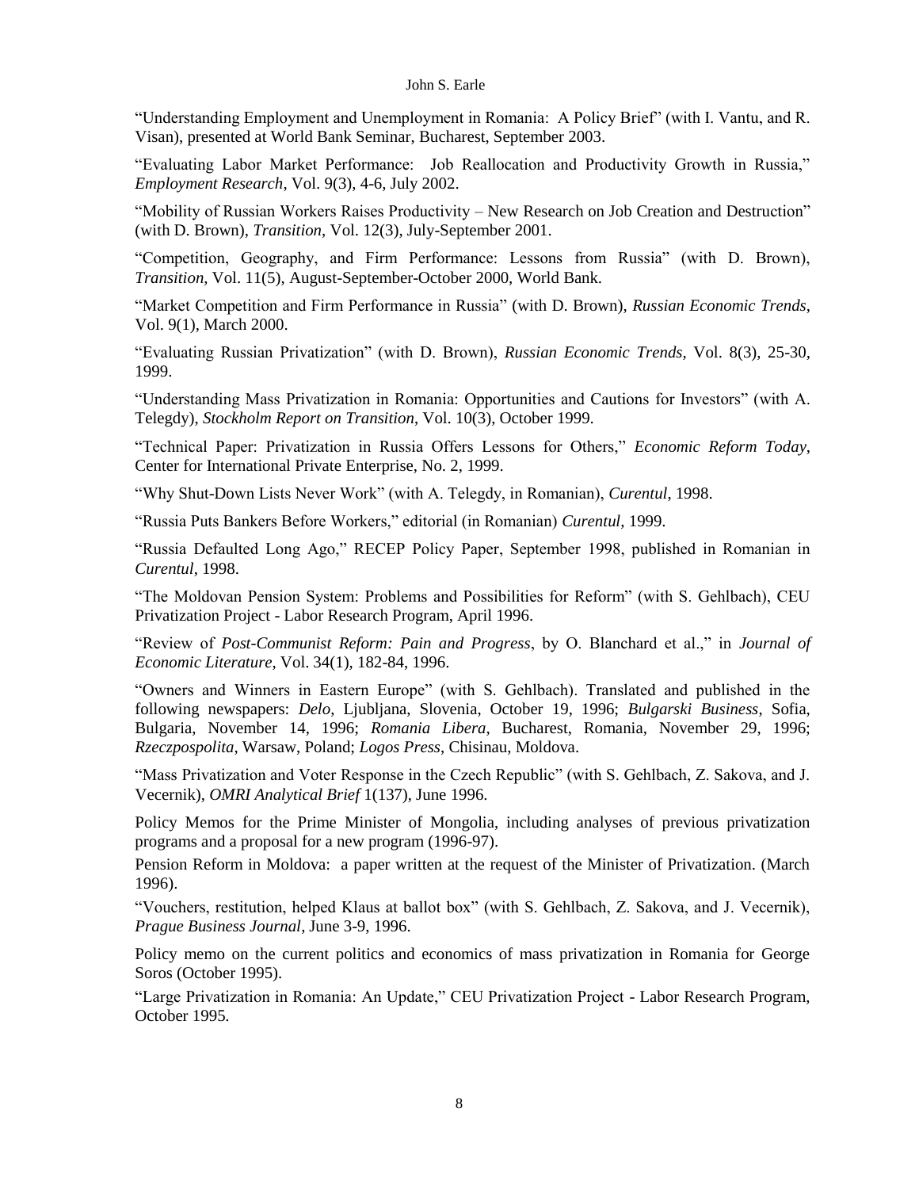"Understanding Employment and Unemployment in Romania: A Policy Brief" (with I. Vantu, and R. Visan), presented at World Bank Seminar, Bucharest, September 2003.

"Evaluating Labor Market Performance: Job Reallocation and Productivity Growth in Russia," *Employment Research*, Vol. 9(3), 4-6, July 2002.

"Mobility of Russian Workers Raises Productivity – New Research on Job Creation and Destruction" (with D. Brown), *Transition*, Vol. 12(3), July-September 2001.

"Competition, Geography, and Firm Performance: Lessons from Russia" (with D. Brown), *Transition*, Vol. 11(5), August-September-October 2000, World Bank.

"Market Competition and Firm Performance in Russia" (with D. Brown), *Russian Economic Trends*, Vol. 9(1), March 2000.

"Evaluating Russian Privatization" (with D. Brown), *Russian Economic Trends*, Vol. 8(3), 25-30, 1999.

"Understanding Mass Privatization in Romania: Opportunities and Cautions for Investors" (with A. Telegdy), *Stockholm Report on Transition*, Vol. 10(3), October 1999.

"Technical Paper: Privatization in Russia Offers Lessons for Others," *Economic Reform Today*, Center for International Private Enterprise, No. 2, 1999.

"Why Shut-Down Lists Never Work" (with A. Telegdy, in Romanian), *Curentul*, 1998.

"Russia Puts Bankers Before Workers," editorial (in Romanian) *Curentul*, 1999.

"Russia Defaulted Long Ago," RECEP Policy Paper, September 1998, published in Romanian in *Curentul*, 1998.

"The Moldovan Pension System: Problems and Possibilities for Reform" (with S. Gehlbach), CEU Privatization Project - Labor Research Program, April 1996.

"Review of *Post-Communist Reform: Pain and Progress*, by O. Blanchard et al.," in *Journal of Economic Literature*, Vol. 34(1), 182-84, 1996.

"Owners and Winners in Eastern Europe" (with S. Gehlbach). Translated and published in the following newspapers: *Delo*, Ljubljana, Slovenia, October 19, 1996; *Bulgarski Business*, Sofia, Bulgaria, November 14, 1996; *Romania Libera*, Bucharest, Romania, November 29, 1996; *Rzeczpospolita*, Warsaw, Poland; *Logos Press*, Chisinau, Moldova.

"Mass Privatization and Voter Response in the Czech Republic" (with S. Gehlbach, Z. Sakova, and J. Vecernik), *OMRI Analytical Brief* 1(137), June 1996.

Policy Memos for the Prime Minister of Mongolia, including analyses of previous privatization programs and a proposal for a new program (1996-97).

Pension Reform in Moldova: a paper written at the request of the Minister of Privatization. (March 1996).

"Vouchers, restitution, helped Klaus at ballot box" (with S. Gehlbach, Z. Sakova, and J. Vecernik), *Prague Business Journal*, June 3-9, 1996.

Policy memo on the current politics and economics of mass privatization in Romania for George Soros (October 1995).

"Large Privatization in Romania: An Update," CEU Privatization Project - Labor Research Program, October 1995.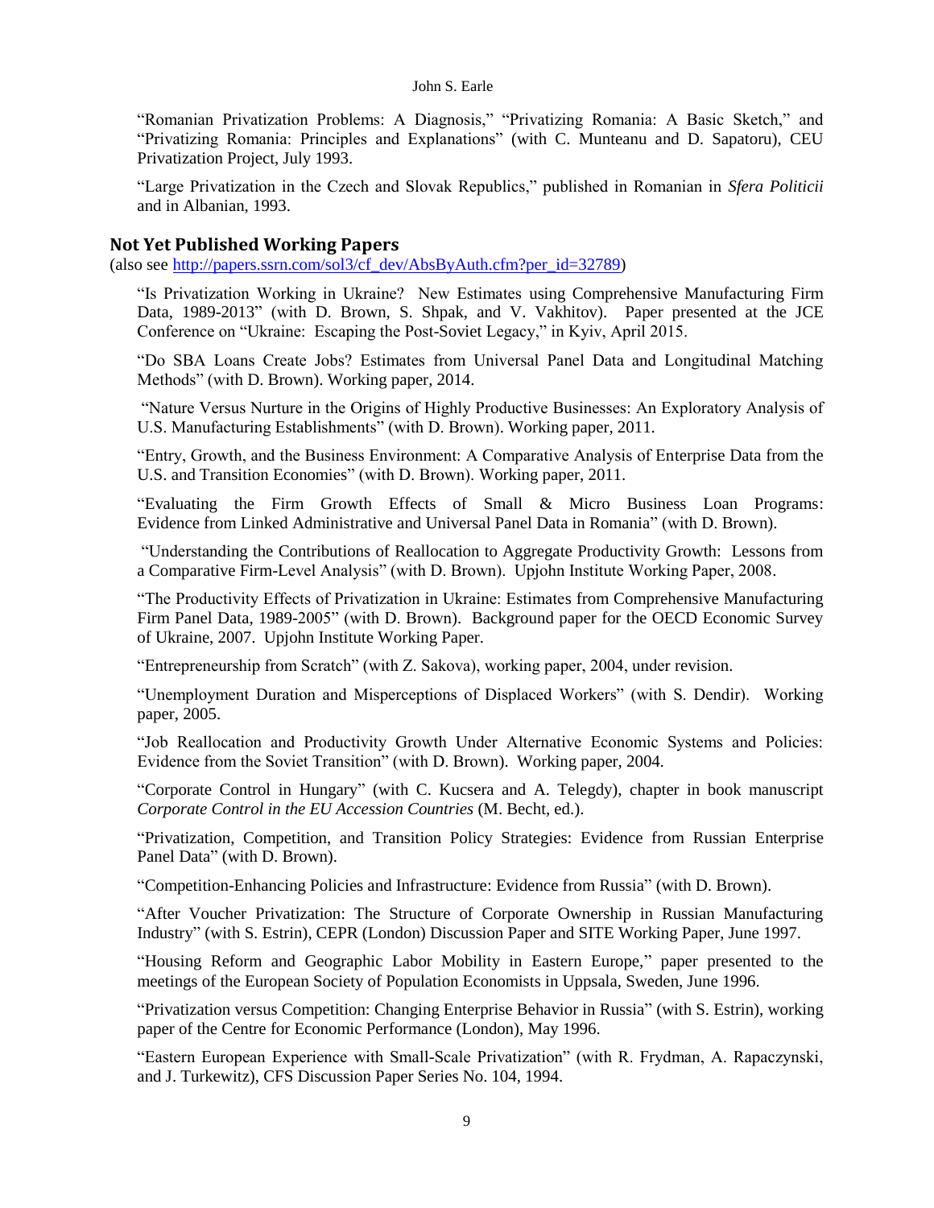“Romanian Privatization Problems: A Diagnosis,” “Privatizing Romania: A Basic Sketch,” and “Privatizing Romania: Principles and Explanations” (with C. Munteanu and D. Sapatoru), CEU Privatization Project, July 1993.

“Large Privatization in the Czech and Slovak Republics,” published in Romanian in *Sfera Politicii* and in Albanian, 1993.

## Not Yet Published Working Papers

(also see [http://papers.ssrn.com/sol3/cf_dev/AbsByAuth.cfm?per_id=32789](http://papers.ssrn.com/sol3/cf_dev/AbsByAuth.cfm?per_id=32789))

“Is Privatization Working in Ukraine? New Estimates using Comprehensive Manufacturing Firm Data, 1989-2013” (with D. Brown, S. Shpak, and V. Vakhitov). Paper presented at the JCE Conference on “Ukraine: Escaping the Post-Soviet Legacy,” in Kyiv, April 2015.

“Do SBA Loans Create Jobs? Estimates from Universal Panel Data and Longitudinal Matching Methods” (with D. Brown). Working paper, 2014.

“Nature Versus Nurture in the Origins of Highly Productive Businesses: An Exploratory Analysis of U.S. Manufacturing Establishments” (with D. Brown). Working paper, 2011.

“Entry, Growth, and the Business Environment: A Comparative Analysis of Enterprise Data from the U.S. and Transition Economies” (with D. Brown). Working paper, 2011.

“Evaluating the Firm Growth Effects of Small & Micro Business Loan Programs: Evidence from Linked Administrative and Universal Panel Data in Romania” (with D. Brown).

“Understanding the Contributions of Reallocation to Aggregate Productivity Growth: Lessons from a Comparative Firm-Level Analysis” (with D. Brown). Upjohn Institute Working Paper, 2008.

“The Productivity Effects of Privatization in Ukraine: Estimates from Comprehensive Manufacturing Firm Panel Data, 1989-2005” (with D. Brown). Background paper for the OECD Economic Survey of Ukraine, 2007. Upjohn Institute Working Paper.

“Entrepreneurship from Scratch” (with Z. Sakova), working paper, 2004, under revision.

“Unemployment Duration and Misperceptions of Displaced Workers” (with S. Dendir). Working paper, 2005.

“Job Reallocation and Productivity Growth Under Alternative Economic Systems and Policies: Evidence from the Soviet Transition” (with D. Brown). Working paper, 2004.

“Corporate Control in Hungary” (with C. Kucsera and A. Telegdy), chapter in book manuscript *Corporate Control in the EU Accession Countries* (M. Becht, ed.).

“Privatization, Competition, and Transition Policy Strategies: Evidence from Russian Enterprise Panel Data” (with D. Brown).

“Competition-Enhancing Policies and Infrastructure: Evidence from Russia” (with D. Brown).

“After Voucher Privatization: The Structure of Corporate Ownership in Russian Manufacturing Industry” (with S. Estrin), CEPR (London) Discussion Paper and SITE Working Paper, June 1997.

“Housing Reform and Geographic Labor Mobility in Eastern Europe,” paper presented to the meetings of the European Society of Population Economists in Uppsala, Sweden, June 1996.

“Privatization versus Competition: Changing Enterprise Behavior in Russia” (with S. Estrin), working paper of the Centre for Economic Performance (London), May 1996.

“Eastern European Experience with Small-Scale Privatization” (with R. Frydman, A. Rapaczynski, and J. Turkewitz), CFS Discussion Paper Series No. 104, 1994.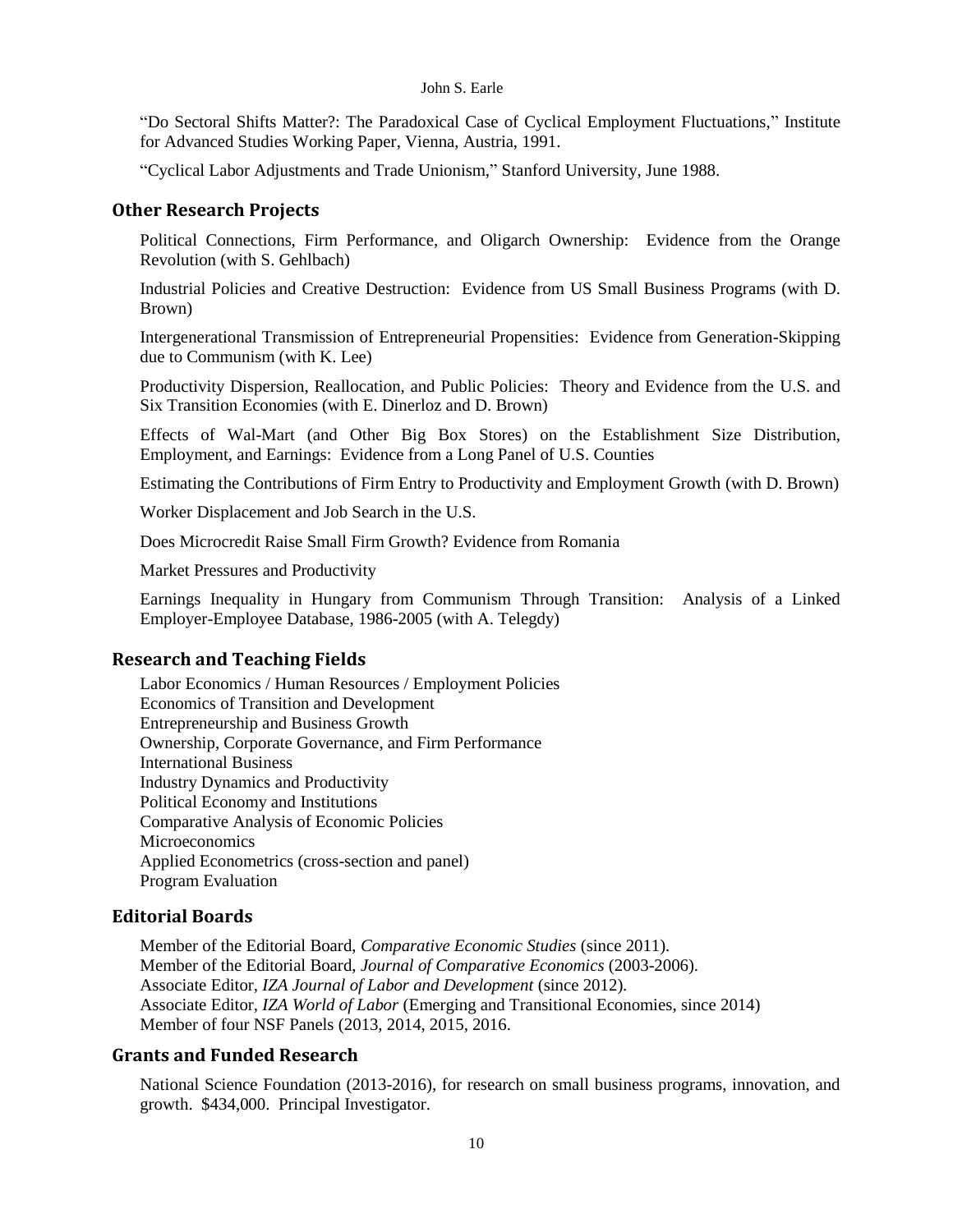"Do Sectoral Shifts Matter?: The Paradoxical Case of Cyclical Employment Fluctuations," Institute for Advanced Studies Working Paper, Vienna, Austria, 1991.

"Cyclical Labor Adjustments and Trade Unionism," Stanford University, June 1988.

## Other Research Projects

Political Connections, Firm Performance, and Oligarch Ownership: Evidence from the Orange Revolution (with S. Gehlbach)

Industrial Policies and Creative Destruction: Evidence from US Small Business Programs (with D. Brown)

Intergenerational Transmission of Entrepreneurial Propensities: Evidence from Generation-Skipping due to Communism (with K. Lee)

Productivity Dispersion, Reallocation, and Public Policies: Theory and Evidence from the U.S. and Six Transition Economies (with E. Dinerloz and D. Brown)

Effects of Wal-Mart (and Other Big Box Stores) on the Establishment Size Distribution, Employment, and Earnings: Evidence from a Long Panel of U.S. Counties

Estimating the Contributions of Firm Entry to Productivity and Employment Growth (with D. Brown)

Worker Displacement and Job Search in the U.S.

Does Microcredit Raise Small Firm Growth? Evidence from Romania

Market Pressures and Productivity

Earnings Inequality in Hungary from Communism Through Transition: Analysis of a Linked Employer-Employee Database, 1986-2005 (with A. Telegdy)

## Research and Teaching Fields

Labor Economics / Human Resources / Employment Policies
Economics of Transition and Development
Entrepreneurship and Business Growth
Ownership, Corporate Governance, and Firm Performance
International Business
Industry Dynamics and Productivity
Political Economy and Institutions
Comparative Analysis of Economic Policies
Microeconomics
Applied Econometrics (cross-section and panel)
Program Evaluation

## Editorial Boards

Member of the Editorial Board, *Comparative Economic Studies* (since 2011).
Member of the Editorial Board, *Journal of Comparative Economics* (2003-2006).
Associate Editor, *IZA Journal of Labor and Development* (since 2012).
Associate Editor, *IZA World of Labor* (Emerging and Transitional Economies, since 2014)
Member of four NSF Panels (2013, 2014, 2015, 2016.

## Grants and Funded Research

National Science Foundation (2013-2016), for research on small business programs, innovation, and growth. $434,000. Principal Investigator.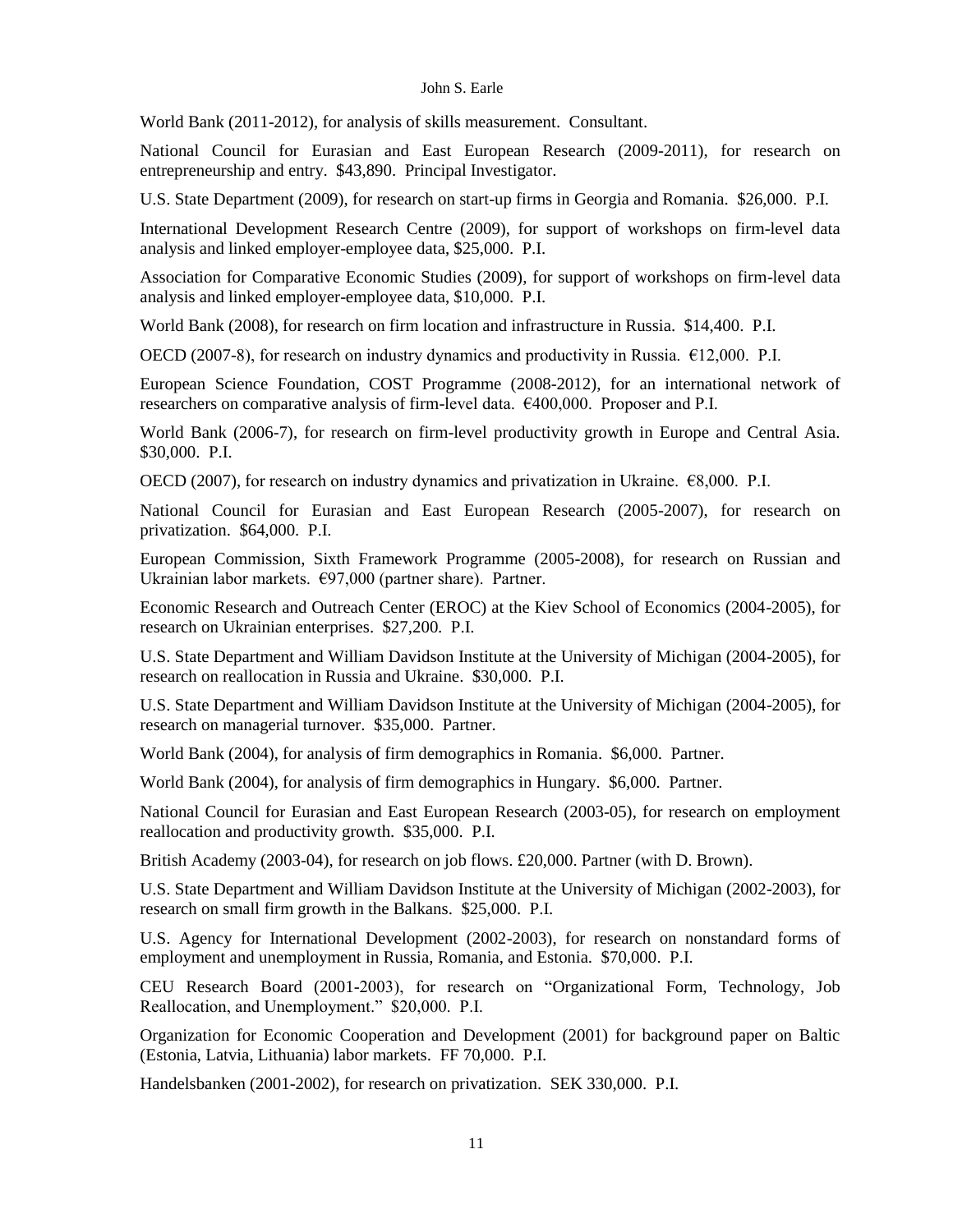World Bank (2011-2012), for analysis of skills measurement. Consultant.

National Council for Eurasian and East European Research (2009-2011), for research on entrepreneurship and entry. $43,890. Principal Investigator.

U.S. State Department (2009), for research on start-up firms in Georgia and Romania. $26,000. P.I.

International Development Research Centre (2009), for support of workshops on firm-level data analysis and linked employer-employee data, $25,000. P.I.

Association for Comparative Economic Studies (2009), for support of workshops on firm-level data analysis and linked employer-employee data, $10,000. P.I.

World Bank (2008), for research on firm location and infrastructure in Russia. $14,400. P.I.

OECD (2007-8), for research on industry dynamics and productivity in Russia. €12,000. P.I.

European Science Foundation, COST Programme (2008-2012), for an international network of researchers on comparative analysis of firm-level data. €400,000. Proposer and P.I.

World Bank (2006-7), for research on firm-level productivity growth in Europe and Central Asia. $30,000. P.I.

OECD (2007), for research on industry dynamics and privatization in Ukraine. €8,000. P.I.

National Council for Eurasian and East European Research (2005-2007), for research on privatization. $64,000. P.I.

European Commission, Sixth Framework Programme (2005-2008), for research on Russian and Ukrainian labor markets. €97,000 (partner share). Partner.

Economic Research and Outreach Center (EROC) at the Kiev School of Economics (2004-2005), for research on Ukrainian enterprises. $27,200. P.I.

U.S. State Department and William Davidson Institute at the University of Michigan (2004-2005), for research on reallocation in Russia and Ukraine. $30,000. P.I.

U.S. State Department and William Davidson Institute at the University of Michigan (2004-2005), for research on managerial turnover. $35,000. Partner.

World Bank (2004), for analysis of firm demographics in Romania. $6,000. Partner.

World Bank (2004), for analysis of firm demographics in Hungary. $6,000. Partner.

National Council for Eurasian and East European Research (2003-05), for research on employment reallocation and productivity growth. $35,000. P.I.

British Academy (2003-04), for research on job flows. £20,000. Partner (with D. Brown).

U.S. State Department and William Davidson Institute at the University of Michigan (2002-2003), for research on small firm growth in the Balkans. $25,000. P.I.

U.S. Agency for International Development (2002-2003), for research on nonstandard forms of employment and unemployment in Russia, Romania, and Estonia. $70,000. P.I.

CEU Research Board (2001-2003), for research on "Organizational Form, Technology, Job Reallocation, and Unemployment." $20,000. P.I.

Organization for Economic Cooperation and Development (2001) for background paper on Baltic (Estonia, Latvia, Lithuania) labor markets. FF 70,000. P.I.

Handelsbanken (2001-2002), for research on privatization. SEK 330,000. P.I.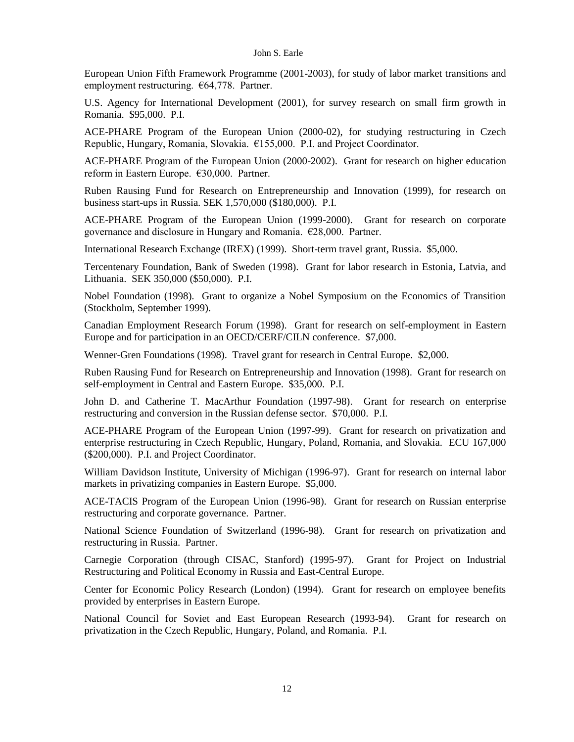European Union Fifth Framework Programme (2001-2003), for study of labor market transitions and employment restructuring. €64,778. Partner.

U.S. Agency for International Development (2001), for survey research on small firm growth in Romania. $95,000. P.I.

ACE-PHARE Program of the European Union (2000-02), for studying restructuring in Czech Republic, Hungary, Romania, Slovakia. €155,000. P.I. and Project Coordinator.

ACE-PHARE Program of the European Union (2000-2002). Grant for research on higher education reform in Eastern Europe. €30,000. Partner.

Ruben Rausing Fund for Research on Entrepreneurship and Innovation (1999), for research on business start-ups in Russia. SEK 1,570,000 ($180,000). P.I.

ACE-PHARE Program of the European Union (1999-2000). Grant for research on corporate governance and disclosure in Hungary and Romania. €28,000. Partner.

International Research Exchange (IREX) (1999). Short-term travel grant, Russia. $5,000.

Tercentenary Foundation, Bank of Sweden (1998). Grant for labor research in Estonia, Latvia, and Lithuania. SEK 350,000 ($50,000). P.I.

Nobel Foundation (1998). Grant to organize a Nobel Symposium on the Economics of Transition (Stockholm, September 1999).

Canadian Employment Research Forum (1998). Grant for research on self-employment in Eastern Europe and for participation in an OECD/CERF/CILN conference. $7,000.

Wenner-Gren Foundations (1998). Travel grant for research in Central Europe. $2,000.

Ruben Rausing Fund for Research on Entrepreneurship and Innovation (1998). Grant for research on self-employment in Central and Eastern Europe. $35,000. P.I.

John D. and Catherine T. MacArthur Foundation (1997-98). Grant for research on enterprise restructuring and conversion in the Russian defense sector. $70,000. P.I.

ACE-PHARE Program of the European Union (1997-99). Grant for research on privatization and enterprise restructuring in Czech Republic, Hungary, Poland, Romania, and Slovakia. ECU 167,000 ($200,000). P.I. and Project Coordinator.

William Davidson Institute, University of Michigan (1996-97). Grant for research on internal labor markets in privatizing companies in Eastern Europe. $5,000.

ACE-TACIS Program of the European Union (1996-98). Grant for research on Russian enterprise restructuring and corporate governance. Partner.

National Science Foundation of Switzerland (1996-98). Grant for research on privatization and restructuring in Russia. Partner.

Carnegie Corporation (through CISAC, Stanford) (1995-97). Grant for Project on Industrial Restructuring and Political Economy in Russia and East-Central Europe.

Center for Economic Policy Research (London) (1994). Grant for research on employee benefits provided by enterprises in Eastern Europe.

National Council for Soviet and East European Research (1993-94). Grant for research on privatization in the Czech Republic, Hungary, Poland, and Romania. P.I.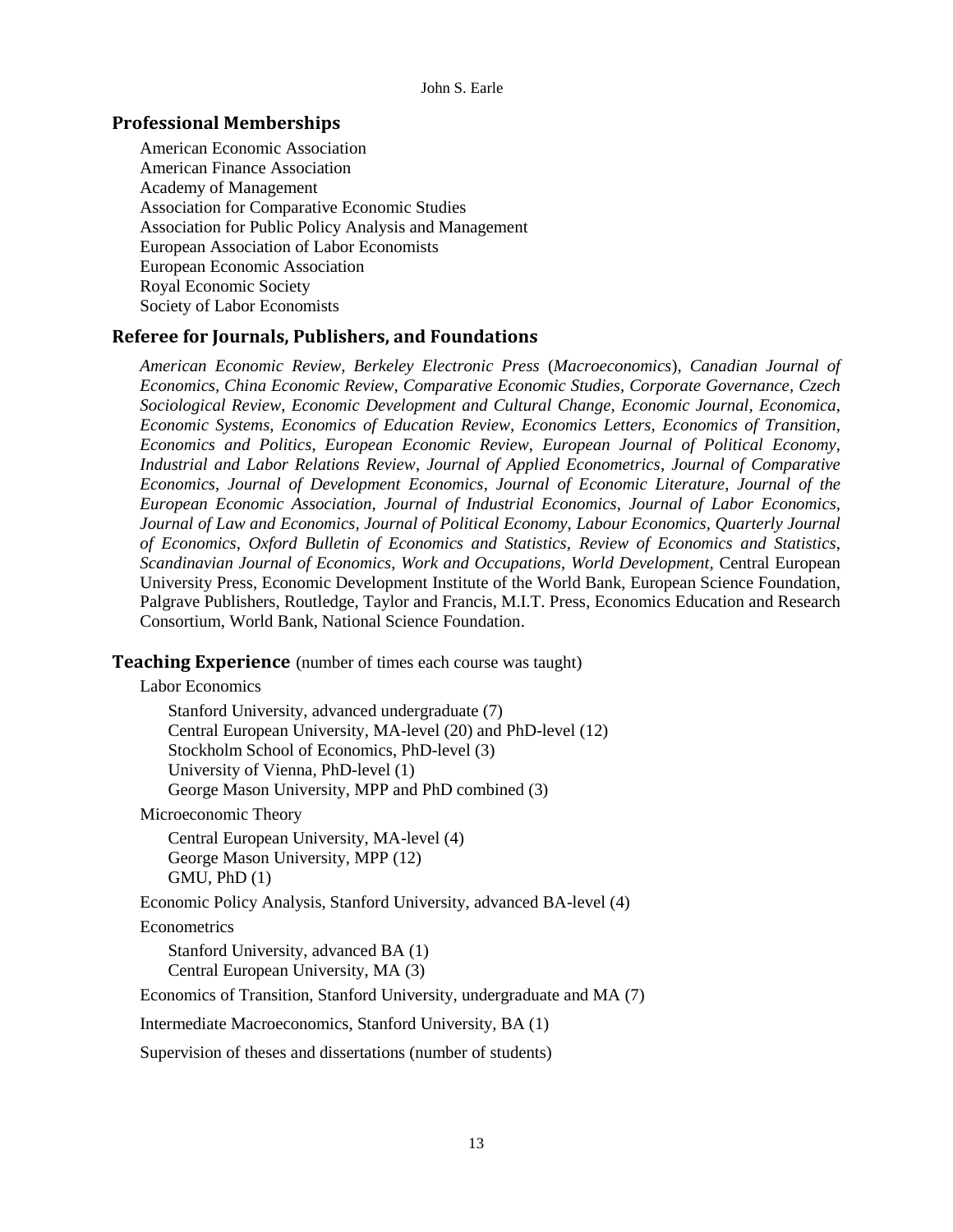## Professional Memberships

American Economic Association
American Finance Association
Academy of Management
Association for Comparative Economic Studies
Association for Public Policy Analysis and Management
European Association of Labor Economists
European Economic Association
Royal Economic Society
Society of Labor Economists

## Referee for Journals, Publishers, and Foundations

*American Economic Review*, *Berkeley Electronic Press* (*Macroeconomics*), *Canadian Journal of Economics*, *China Economic Review*, *Comparative Economic Studies*, *Corporate Governance*, *Czech Sociological Review*, *Economic Development and Cultural Change, Economic Journal, Economica, Economic Systems*, *Economics of Education Review*, *Economics Letters*, *Economics of Transition*, *Economics and Politics*, *European Economic Review*, *European Journal of Political Economy*, *Industrial and Labor Relations Review*, *Journal of Applied Econometrics*, *Journal of Comparative Economics*, *Journal of Development Economics*, *Journal of Economic Literature*, *Journal of the European Economic Association, Journal of Industrial Economics*, *Journal of Labor Economics*, *Journal of Law and Economics, Journal of Political Economy*, *Labour Economics, Quarterly Journal of Economics*, *Oxford Bulletin of Economics and Statistics*, *Review of Economics and Statistics*, *Scandinavian Journal of Economics*, *Work and Occupations*, *World Development,* Central European University Press, Economic Development Institute of the World Bank, European Science Foundation, Palgrave Publishers, Routledge, Taylor and Francis, M.I.T. Press, Economics Education and Research Consortium, World Bank, National Science Foundation.

## Teaching Experience (number of times each course was taught)

Labor Economics

- Stanford University, advanced undergraduate (7)
- Central European University, MA-level (20) and PhD-level (12)
- Stockholm School of Economics, PhD-level (3)
- University of Vienna, PhD-level (1)
- George Mason University, MPP and PhD combined (3)

Microeconomic Theory

- Central European University, MA-level (4)
- George Mason University, MPP (12)
- GMU, PhD (1)

Economic Policy Analysis, Stanford University, advanced BA-level (4)

Econometrics

- Stanford University, advanced BA (1)
- Central European University, MA (3)

Economics of Transition, Stanford University, undergraduate and MA (7)

Intermediate Macroeconomics, Stanford University, BA (1)

Supervision of theses and dissertations (number of students)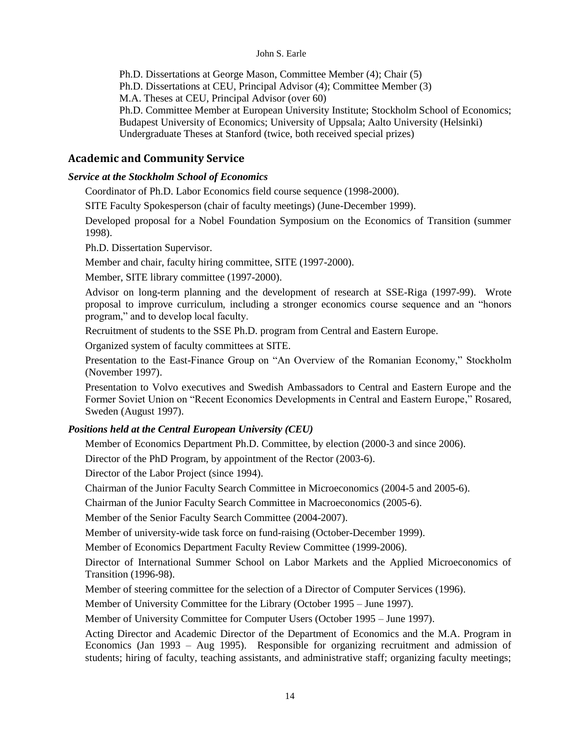Ph.D. Dissertations at George Mason, Committee Member (4); Chair (5)
Ph.D. Dissertations at CEU, Principal Advisor (4); Committee Member (3)
M.A. Theses at CEU, Principal Advisor (over 60)
Ph.D. Committee Member at European University Institute; Stockholm School of Economics; Budapest University of Economics; University of Uppsala; Aalto University (Helsinki)
Undergraduate Theses at Stanford (twice, both received special prizes)

## Academic and Community Service

### *Service at the Stockholm School of Economics*

Coordinator of Ph.D. Labor Economics field course sequence (1998-2000).

SITE Faculty Spokesperson (chair of faculty meetings) (June-December 1999).

Developed proposal for a Nobel Foundation Symposium on the Economics of Transition (summer 1998).

Ph.D. Dissertation Supervisor.

Member and chair, faculty hiring committee, SITE (1997-2000).

Member, SITE library committee (1997-2000).

Advisor on long-term planning and the development of research at SSE-Riga (1997-99). Wrote proposal to improve curriculum, including a stronger economics course sequence and an "honors program," and to develop local faculty.

Recruitment of students to the SSE Ph.D. program from Central and Eastern Europe.

Organized system of faculty committees at SITE.

Presentation to the East-Finance Group on "An Overview of the Romanian Economy," Stockholm (November 1997).

Presentation to Volvo executives and Swedish Ambassadors to Central and Eastern Europe and the Former Soviet Union on "Recent Economics Developments in Central and Eastern Europe," Rosared, Sweden (August 1997).

### *Positions held at the Central European University (CEU)*

Member of Economics Department Ph.D. Committee, by election (2000-3 and since 2006).

Director of the PhD Program, by appointment of the Rector (2003-6).

Director of the Labor Project (since 1994).

Chairman of the Junior Faculty Search Committee in Microeconomics (2004-5 and 2005-6).

Chairman of the Junior Faculty Search Committee in Macroeconomics (2005-6).

Member of the Senior Faculty Search Committee (2004-2007).

Member of university-wide task force on fund-raising (October-December 1999).

Member of Economics Department Faculty Review Committee (1999-2006).

Director of International Summer School on Labor Markets and the Applied Microeconomics of Transition (1996-98).

Member of steering committee for the selection of a Director of Computer Services (1996).

Member of University Committee for the Library (October 1995 – June 1997).

Member of University Committee for Computer Users (October 1995 – June 1997).

Acting Director and Academic Director of the Department of Economics and the M.A. Program in Economics (Jan 1993 – Aug 1995). Responsible for organizing recruitment and admission of students; hiring of faculty, teaching assistants, and administrative staff; organizing faculty meetings;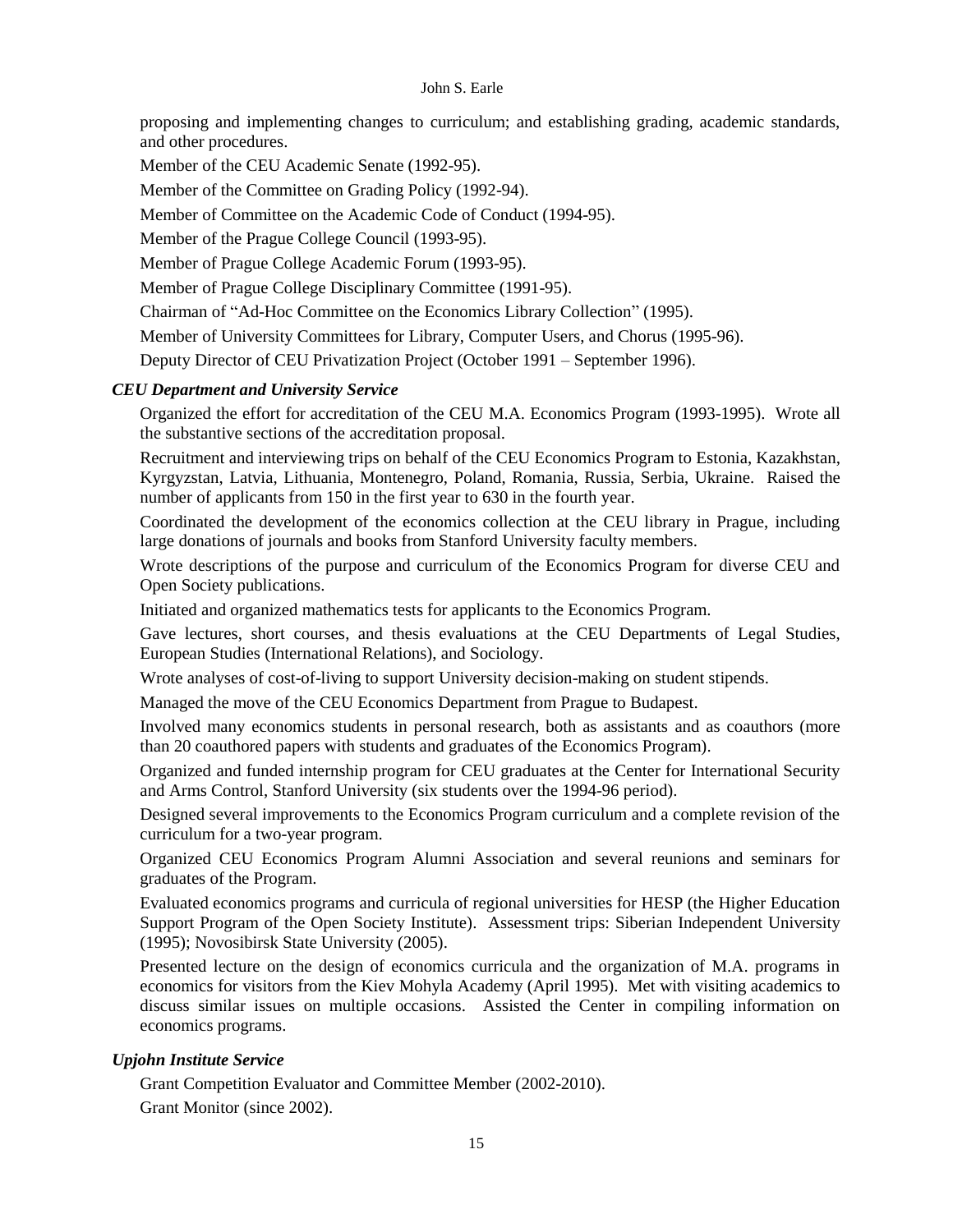proposing and implementing changes to curriculum; and establishing grading, academic standards, and other procedures.

Member of the CEU Academic Senate (1992-95).

Member of the Committee on Grading Policy (1992-94).

Member of Committee on the Academic Code of Conduct (1994-95).

Member of the Prague College Council (1993-95).

Member of Prague College Academic Forum (1993-95).

Member of Prague College Disciplinary Committee (1991-95).

Chairman of "Ad-Hoc Committee on the Economics Library Collection" (1995).

Member of University Committees for Library, Computer Users, and Chorus (1995-96).

Deputy Director of CEU Privatization Project (October 1991 – September 1996).

### *CEU Department and University Service*

Organized the effort for accreditation of the CEU M.A. Economics Program (1993-1995). Wrote all the substantive sections of the accreditation proposal.

Recruitment and interviewing trips on behalf of the CEU Economics Program to Estonia, Kazakhstan, Kyrgyzstan, Latvia, Lithuania, Montenegro, Poland, Romania, Russia, Serbia, Ukraine. Raised the number of applicants from 150 in the first year to 630 in the fourth year.

Coordinated the development of the economics collection at the CEU library in Prague, including large donations of journals and books from Stanford University faculty members.

Wrote descriptions of the purpose and curriculum of the Economics Program for diverse CEU and Open Society publications.

Initiated and organized mathematics tests for applicants to the Economics Program.

Gave lectures, short courses, and thesis evaluations at the CEU Departments of Legal Studies, European Studies (International Relations), and Sociology.

Wrote analyses of cost-of-living to support University decision-making on student stipends.

Managed the move of the CEU Economics Department from Prague to Budapest.

Involved many economics students in personal research, both as assistants and as coauthors (more than 20 coauthored papers with students and graduates of the Economics Program).

Organized and funded internship program for CEU graduates at the Center for International Security and Arms Control, Stanford University (six students over the 1994-96 period).

Designed several improvements to the Economics Program curriculum and a complete revision of the curriculum for a two-year program.

Organized CEU Economics Program Alumni Association and several reunions and seminars for graduates of the Program.

Evaluated economics programs and curricula of regional universities for HESP (the Higher Education Support Program of the Open Society Institute). Assessment trips: Siberian Independent University (1995); Novosibirsk State University (2005).

Presented lecture on the design of economics curricula and the organization of M.A. programs in economics for visitors from the Kiev Mohyla Academy (April 1995). Met with visiting academics to discuss similar issues on multiple occasions. Assisted the Center in compiling information on economics programs.

### *Upjohn Institute Service*

Grant Competition Evaluator and Committee Member (2002-2010).

Grant Monitor (since 2002).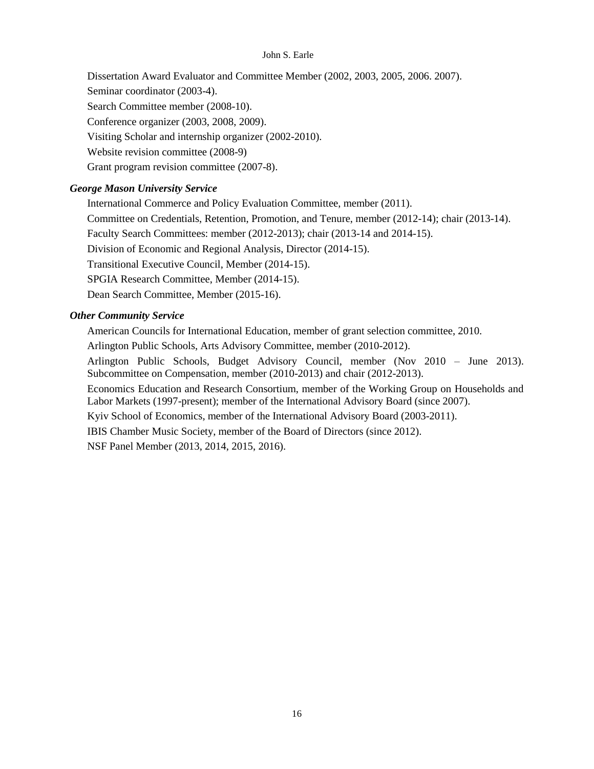Dissertation Award Evaluator and Committee Member (2002, 2003, 2005, 2006. 2007).

Seminar coordinator (2003-4).

Search Committee member (2008-10).

Conference organizer (2003, 2008, 2009).

Visiting Scholar and internship organizer (2002-2010).

Website revision committee (2008-9)

Grant program revision committee (2007-8).

***George Mason University Service***

International Commerce and Policy Evaluation Committee, member (2011).

Committee on Credentials, Retention, Promotion, and Tenure, member (2012-14); chair (2013-14).

Faculty Search Committees: member (2012-2013); chair (2013-14 and 2014-15).

Division of Economic and Regional Analysis, Director (2014-15).

Transitional Executive Council, Member (2014-15).

SPGIA Research Committee, Member (2014-15).

Dean Search Committee, Member (2015-16).

***Other Community Service***

American Councils for International Education, member of grant selection committee, 2010.

Arlington Public Schools, Arts Advisory Committee, member (2010-2012).

Arlington Public Schools, Budget Advisory Council, member (Nov 2010 – June 2013). Subcommittee on Compensation, member (2010-2013) and chair (2012-2013).

Economics Education and Research Consortium, member of the Working Group on Households and Labor Markets (1997-present); member of the International Advisory Board (since 2007).

Kyiv School of Economics, member of the International Advisory Board (2003-2011).

IBIS Chamber Music Society, member of the Board of Directors (since 2012).

NSF Panel Member (2013, 2014, 2015, 2016).